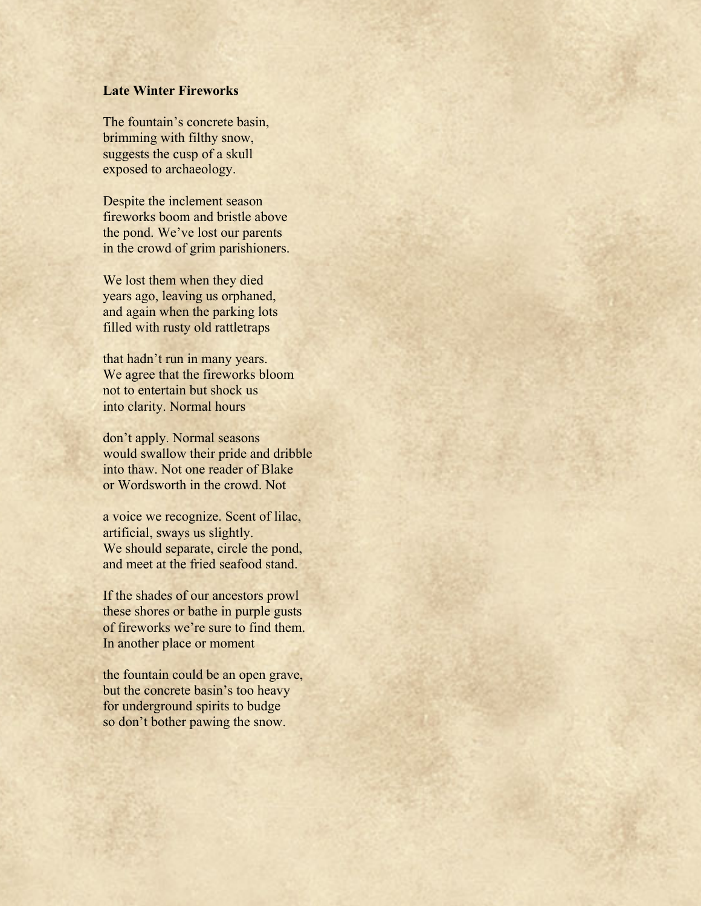**Late Winter Fireworks**

The fountain’s concrete basin,  
brimming with filthy snow,  
suggests the cusp of a skull  
exposed to archaeology.

Despite the inclement season  
fireworks boom and bristle above  
the pond. We’ve lost our parents  
in the crowd of grim parishioners.

We lost them when they died  
years ago, leaving us orphaned,  
and again when the parking lots  
filled with rusty old rattletraps

that hadn’t run in many years.  
We agree that the fireworks bloom  
not to entertain but shock us  
into clarity. Normal hours

don’t apply. Normal seasons  
would swallow their pride and dribble  
into thaw. Not one reader of Blake  
or Wordsworth in the crowd. Not

a voice we recognize. Scent of lilac,  
artificial, sways us slightly.  
We should separate, circle the pond,  
and meet at the fried seafood stand.

If the shades of our ancestors prowl  
these shores or bathe in purple gusts  
of fireworks we’re sure to find them.  
In another place or moment

the fountain could be an open grave,  
but the concrete basin’s too heavy  
for underground spirits to budge  
so don’t bother pawing the snow.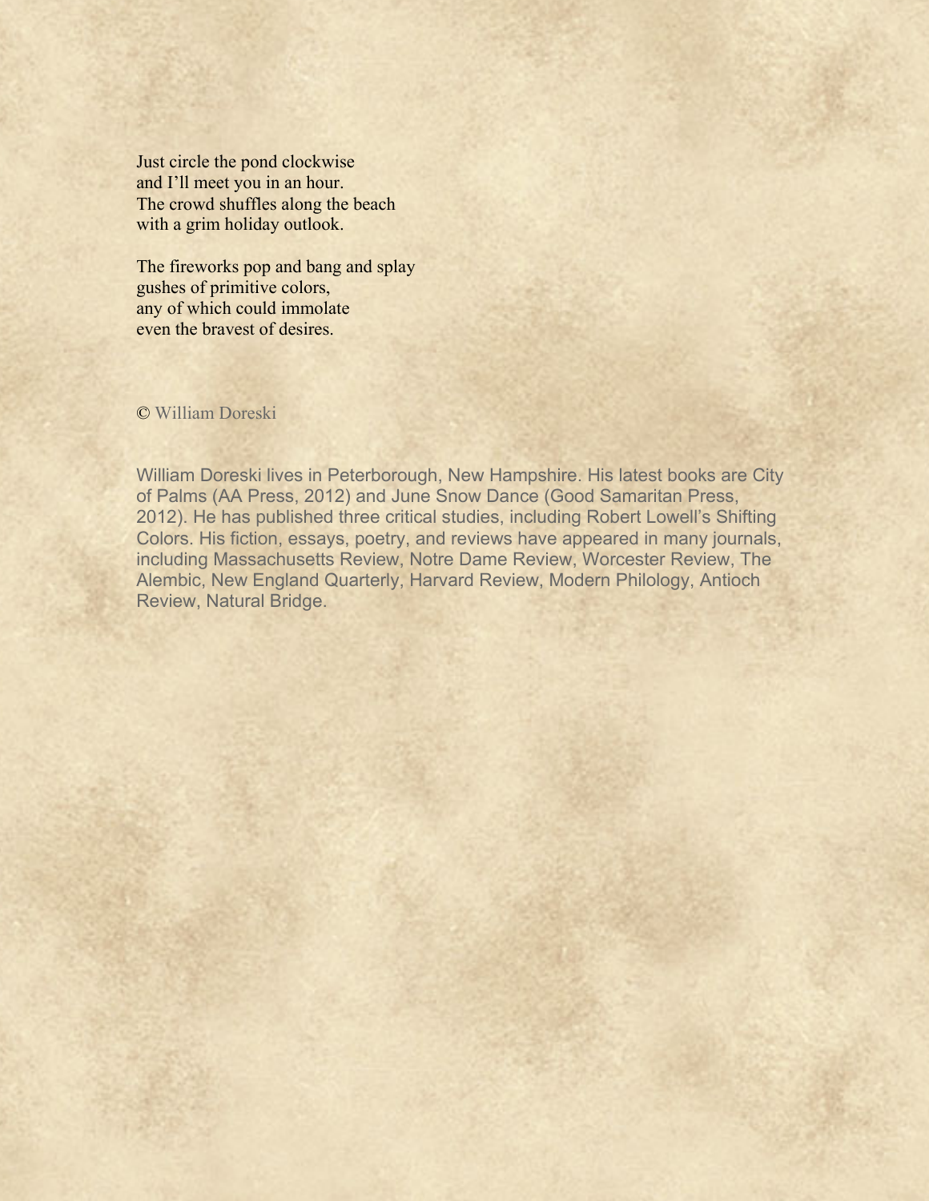Just circle the pond clockwise  
and I'll meet you in an hour.  
The crowd shuffles along the beach  
with a grim holiday outlook.

The fireworks pop and bang and splay  
gushes of primitive colors,  
any of which could immolate  
even the bravest of desires.

© William Doreski

William Doreski lives in Peterborough, New Hampshire. His latest books are City of Palms (AA Press, 2012) and June Snow Dance (Good Samaritan Press, 2012). He has published three critical studies, including Robert Lowell's Shifting Colors. His fiction, essays, poetry, and reviews have appeared in many journals, including Massachusetts Review, Notre Dame Review, Worcester Review, The Alembic, New England Quarterly, Harvard Review, Modern Philology, Antioch Review, Natural Bridge.